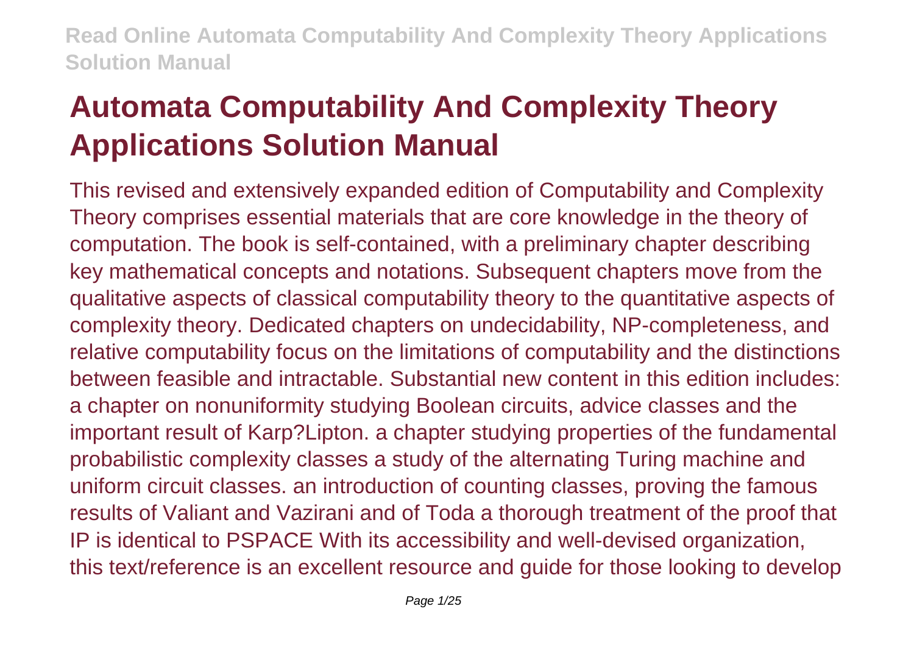# Automata Computability And Complexity Theory Applications Solution Manual

This revised and extensively expanded edition of Computability and Complexity Theory comprises essential materials that are core knowledge in the theory of computation. The book is self-contained, with a preliminary chapter describing key mathematical concepts and notations. Subsequent chapters move from the qualitative aspects of classical computability theory to the quantitative aspects of complexity theory. Dedicated chapters on undecidability, NP-completeness, and relative computability focus on the limitations of computability and the distinctions between feasible and intractable. Substantial new content in this edition includes: a chapter on nonuniformity studying Boolean circuits, advice classes and the important result of Karp?Lipton. a chapter studying properties of the fundamental probabilistic complexity classes a study of the alternating Turing machine and uniform circuit classes. an introduction of counting classes, proving the famous results of Valiant and Vazirani and of Toda a thorough treatment of the proof that IP is identical to PSPACE With its accessibility and well-devised organization, this text/reference is an excellent resource and guide for those looking to develop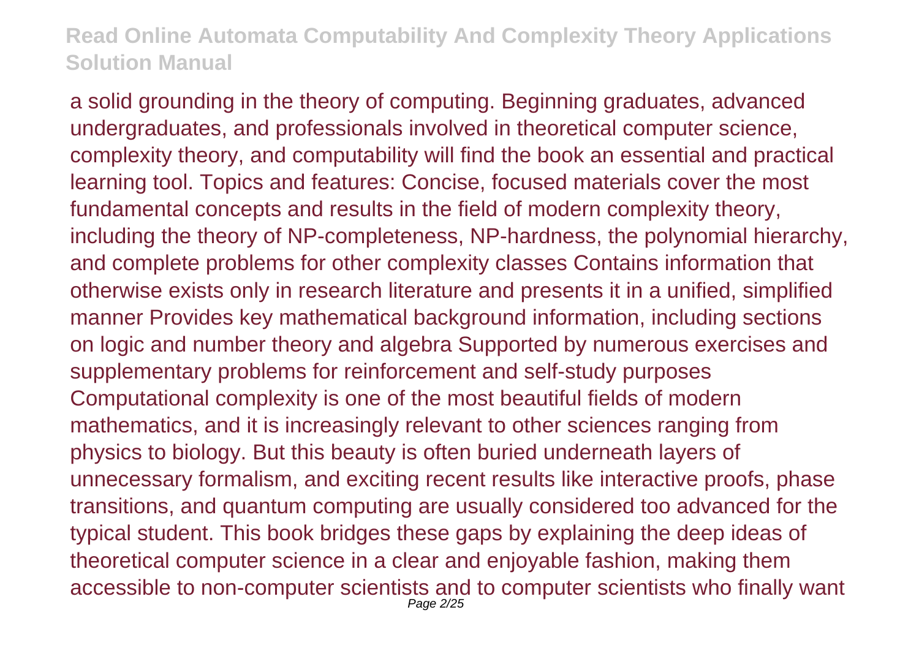a solid grounding in the theory of computing. Beginning graduates, advanced undergraduates, and professionals involved in theoretical computer science, complexity theory, and computability will find the book an essential and practical learning tool. Topics and features: Concise, focused materials cover the most fundamental concepts and results in the field of modern complexity theory, including the theory of NP-completeness, NP-hardness, the polynomial hierarchy, and complete problems for other complexity classes Contains information that otherwise exists only in research literature and presents it in a unified, simplified manner Provides key mathematical background information, including sections on logic and number theory and algebra Supported by numerous exercises and supplementary problems for reinforcement and self-study purposes Computational complexity is one of the most beautiful fields of modern mathematics, and it is increasingly relevant to other sciences ranging from physics to biology. But this beauty is often buried underneath layers of unnecessary formalism, and exciting recent results like interactive proofs, phase transitions, and quantum computing are usually considered too advanced for the typical student. This book bridges these gaps by explaining the deep ideas of theoretical computer science in a clear and enjoyable fashion, making them accessible to non-computer scientists and to computer scientists who finally want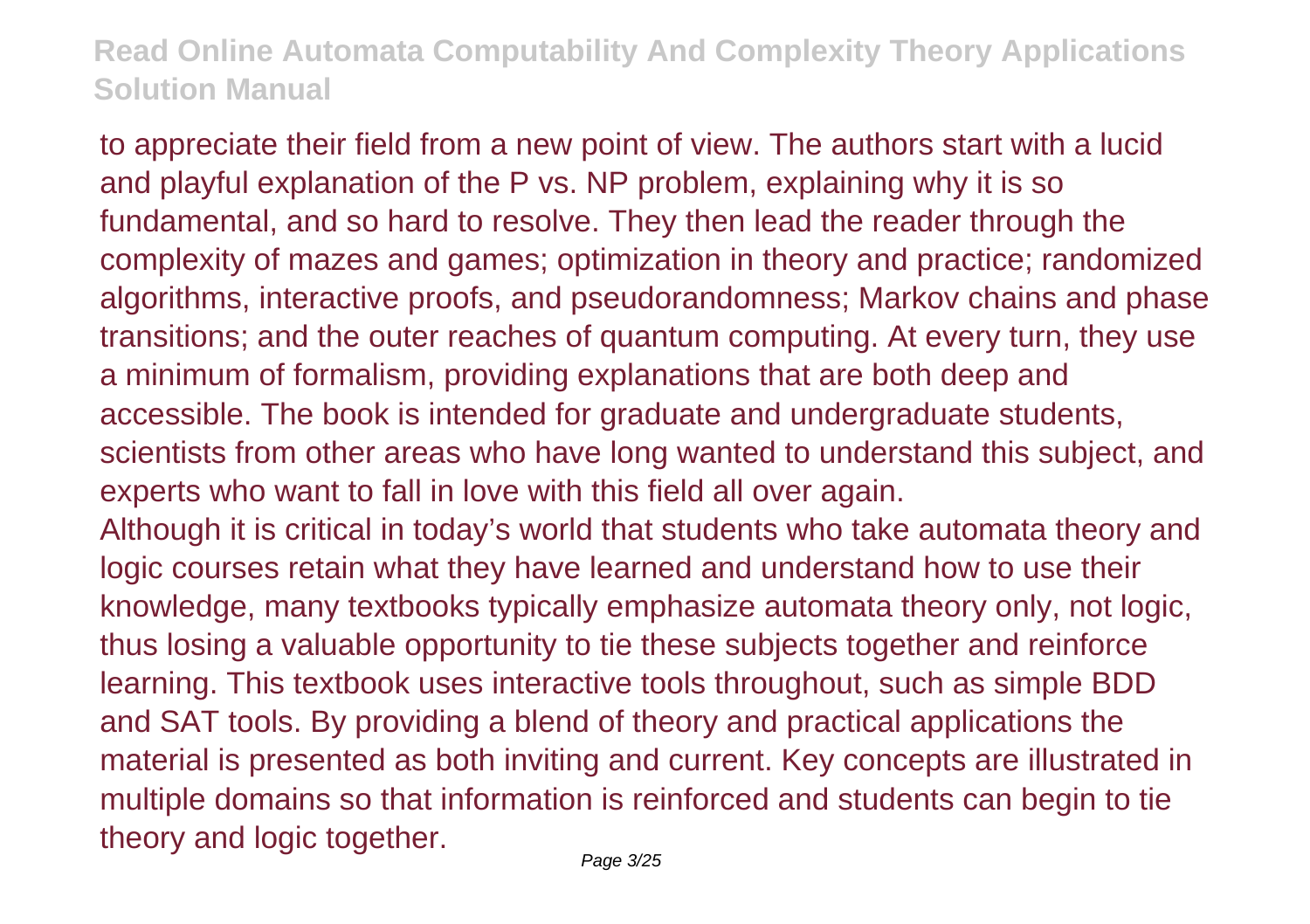to appreciate their field from a new point of view. The authors start with a lucid and playful explanation of the P vs. NP problem, explaining why it is so fundamental, and so hard to resolve. They then lead the reader through the complexity of mazes and games; optimization in theory and practice; randomized algorithms, interactive proofs, and pseudorandomness; Markov chains and phase transitions; and the outer reaches of quantum computing. At every turn, they use a minimum of formalism, providing explanations that are both deep and accessible. The book is intended for graduate and undergraduate students, scientists from other areas who have long wanted to understand this subject, and experts who want to fall in love with this field all over again.

Although it is critical in today's world that students who take automata theory and logic courses retain what they have learned and understand how to use their knowledge, many textbooks typically emphasize automata theory only, not logic, thus losing a valuable opportunity to tie these subjects together and reinforce learning. This textbook uses interactive tools throughout, such as simple BDD and SAT tools. By providing a blend of theory and practical applications the material is presented as both inviting and current. Key concepts are illustrated in multiple domains so that information is reinforced and students can begin to tie theory and logic together.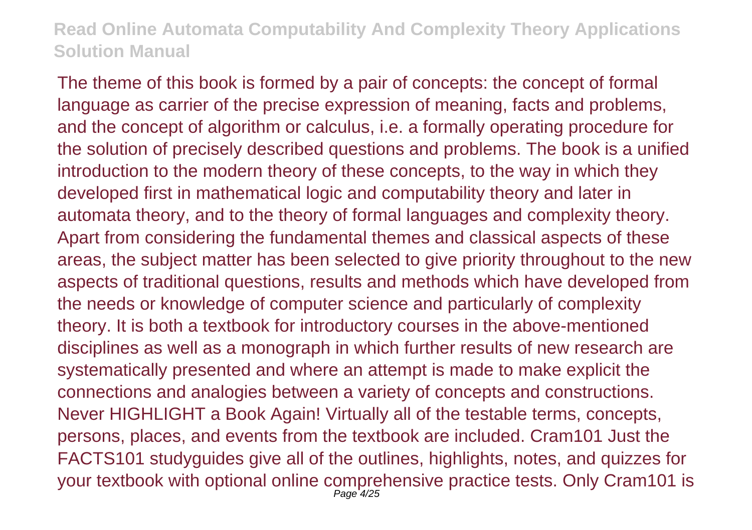The theme of this book is formed by a pair of concepts: the concept of formal language as carrier of the precise expression of meaning, facts and problems, and the concept of algorithm or calculus, i.e. a formally operating procedure for the solution of precisely described questions and problems. The book is a unified introduction to the modern theory of these concepts, to the way in which they developed first in mathematical logic and computability theory and later in automata theory, and to the theory of formal languages and complexity theory. Apart from considering the fundamental themes and classical aspects of these areas, the subject matter has been selected to give priority throughout to the new aspects of traditional questions, results and methods which have developed from the needs or knowledge of computer science and particularly of complexity theory. It is both a textbook for introductory courses in the above-mentioned disciplines as well as a monograph in which further results of new research are systematically presented and where an attempt is made to make explicit the connections and analogies between a variety of concepts and constructions. Never HIGHLIGHT a Book Again! Virtually all of the testable terms, concepts, persons, places, and events from the textbook are included. Cram101 Just the FACTS101 studyguides give all of the outlines, highlights, notes, and quizzes for your textbook with optional online comprehensive practice tests. Only Cram101 is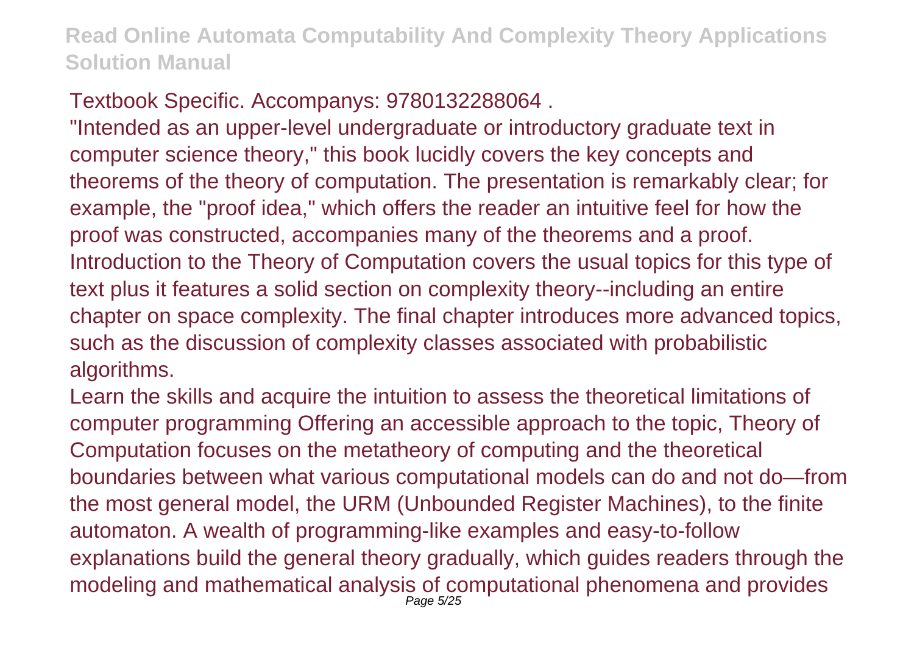Textbook Specific. Accompanys: 9780132288064 .

"Intended as an upper-level undergraduate or introductory graduate text in computer science theory," this book lucidly covers the key concepts and theorems of the theory of computation. The presentation is remarkably clear; for example, the "proof idea," which offers the reader an intuitive feel for how the proof was constructed, accompanies many of the theorems and a proof. Introduction to the Theory of Computation covers the usual topics for this type of text plus it features a solid section on complexity theory--including an entire chapter on space complexity. The final chapter introduces more advanced topics, such as the discussion of complexity classes associated with probabilistic algorithms.

Learn the skills and acquire the intuition to assess the theoretical limitations of computer programming Offering an accessible approach to the topic, Theory of Computation focuses on the metatheory of computing and the theoretical boundaries between what various computational models can do and not do—from the most general model, the URM (Unbounded Register Machines), to the finite automaton. A wealth of programming-like examples and easy-to-follow explanations build the general theory gradually, which guides readers through the modeling and mathematical analysis of computational phenomena and provides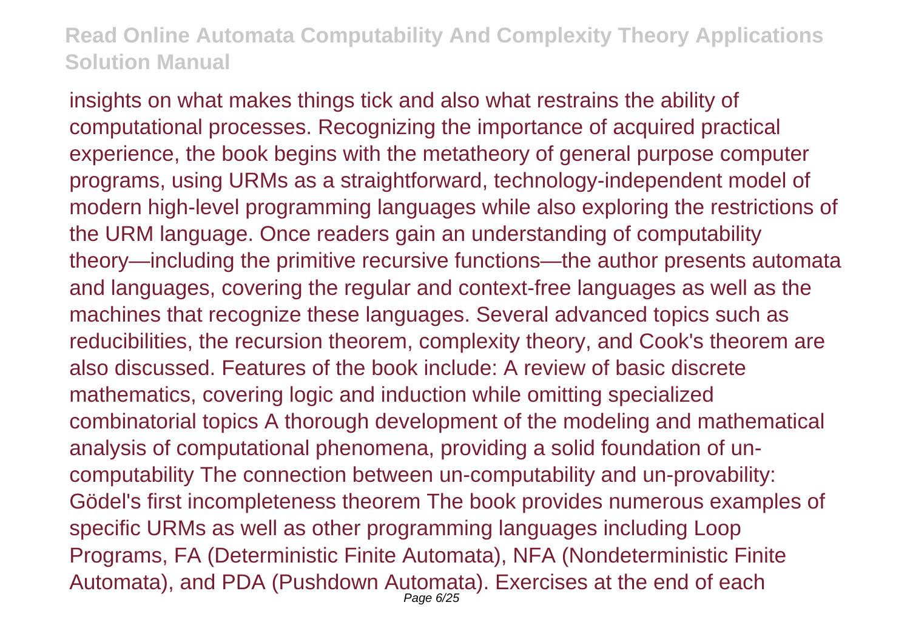insights on what makes things tick and also what restrains the ability of computational processes. Recognizing the importance of acquired practical experience, the book begins with the metatheory of general purpose computer programs, using URMs as a straightforward, technology-independent model of modern high-level programming languages while also exploring the restrictions of the URM language. Once readers gain an understanding of computability theory—including the primitive recursive functions—the author presents automata and languages, covering the regular and context-free languages as well as the machines that recognize these languages. Several advanced topics such as reducibilities, the recursion theorem, complexity theory, and Cook's theorem are also discussed. Features of the book include: A review of basic discrete mathematics, covering logic and induction while omitting specialized combinatorial topics A thorough development of the modeling and mathematical analysis of computational phenomena, providing a solid foundation of un-computability The connection between un-computability and un-provability: Gödel's first incompleteness theorem The book provides numerous examples of specific URMs as well as other programming languages including Loop Programs, FA (Deterministic Finite Automata), NFA (Nondeterministic Finite Automata), and PDA (Pushdown Automata). Exercises at the end of each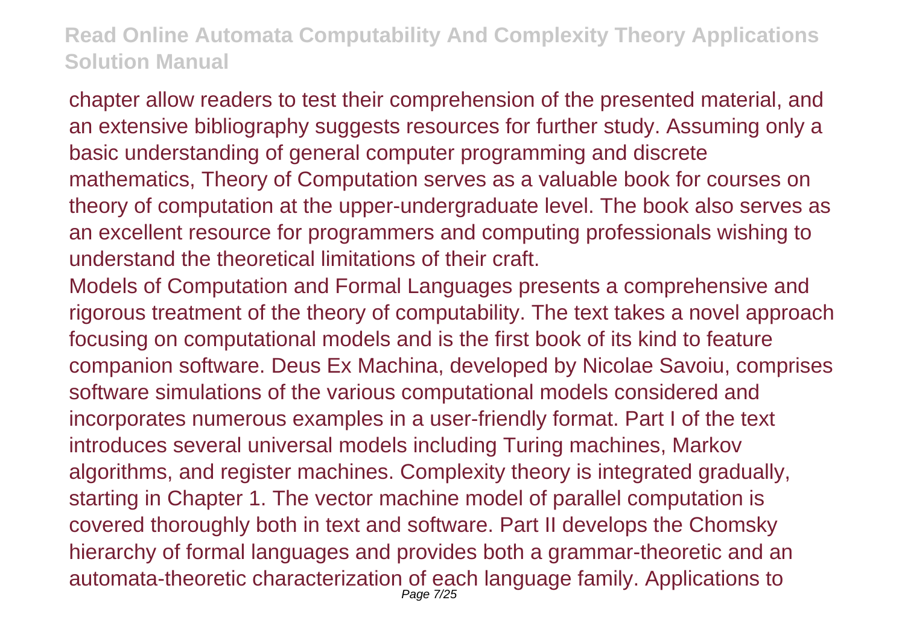chapter allow readers to test their comprehension of the presented material, and an extensive bibliography suggests resources for further study. Assuming only a basic understanding of general computer programming and discrete mathematics, Theory of Computation serves as a valuable book for courses on theory of computation at the upper-undergraduate level. The book also serves as an excellent resource for programmers and computing professionals wishing to understand the theoretical limitations of their craft.

Models of Computation and Formal Languages presents a comprehensive and rigorous treatment of the theory of computability. The text takes a novel approach focusing on computational models and is the first book of its kind to feature companion software. Deus Ex Machina, developed by Nicolae Savoiu, comprises software simulations of the various computational models considered and incorporates numerous examples in a user-friendly format. Part I of the text introduces several universal models including Turing machines, Markov algorithms, and register machines. Complexity theory is integrated gradually, starting in Chapter 1. The vector machine model of parallel computation is covered thoroughly both in text and software. Part II develops the Chomsky hierarchy of formal languages and provides both a grammar-theoretic and an automata-theoretic characterization of each language family. Applications to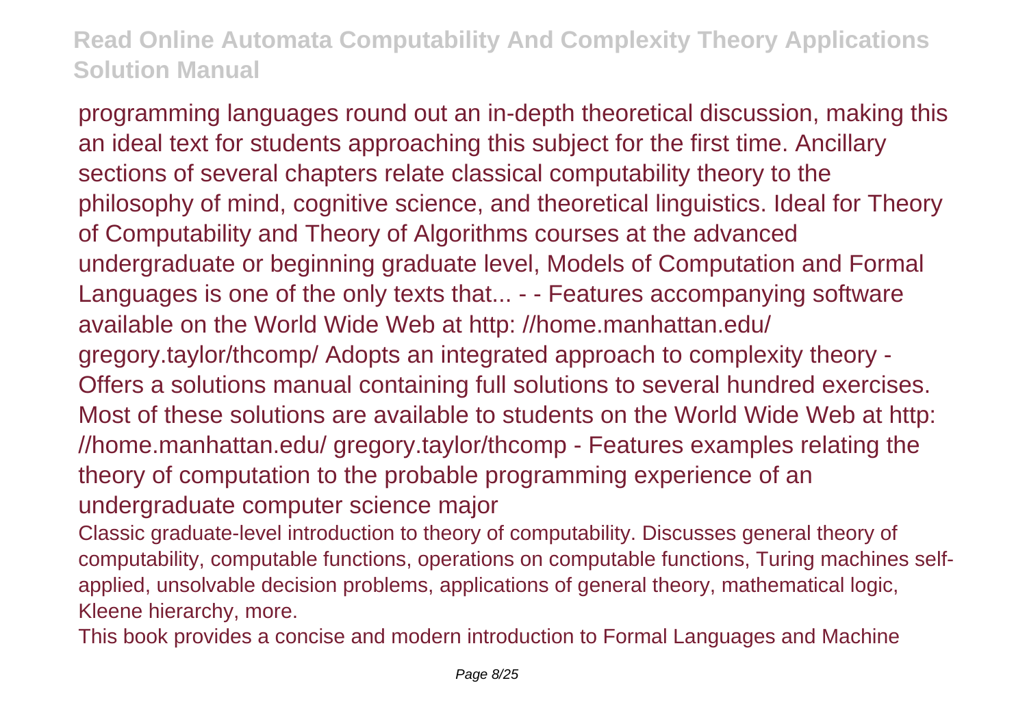programming languages round out an in-depth theoretical discussion, making this an ideal text for students approaching this subject for the first time. Ancillary sections of several chapters relate classical computability theory to the philosophy of mind, cognitive science, and theoretical linguistics. Ideal for Theory of Computability and Theory of Algorithms courses at the advanced undergraduate or beginning graduate level, Models of Computation and Formal Languages is one of the only texts that... - - Features accompanying software available on the World Wide Web at http: //home.manhattan.edu/ gregory.taylor/thcomp/ Adopts an integrated approach to complexity theory - Offers a solutions manual containing full solutions to several hundred exercises. Most of these solutions are available to students on the World Wide Web at http: //home.manhattan.edu/ gregory.taylor/thcomp - Features examples relating the theory of computation to the probable programming experience of an undergraduate computer science major

Classic graduate-level introduction to theory of computability. Discusses general theory of computability, computable functions, operations on computable functions, Turing machines self-applied, unsolvable decision problems, applications of general theory, mathematical logic, Kleene hierarchy, more.

This book provides a concise and modern introduction to Formal Languages and Machine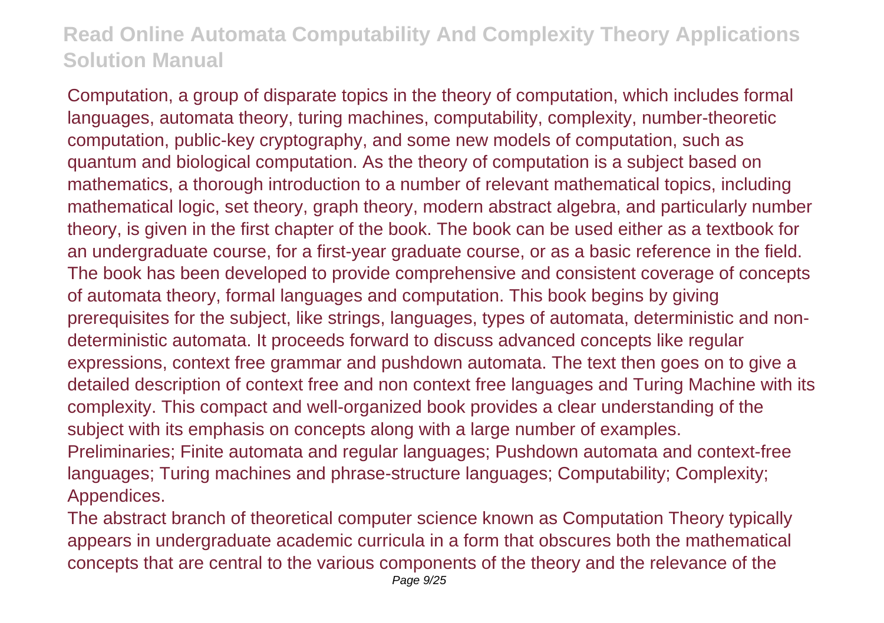Computation, a group of disparate topics in the theory of computation, which includes formal languages, automata theory, turing machines, computability, complexity, number-theoretic computation, public-key cryptography, and some new models of computation, such as quantum and biological computation. As the theory of computation is a subject based on mathematics, a thorough introduction to a number of relevant mathematical topics, including mathematical logic, set theory, graph theory, modern abstract algebra, and particularly number theory, is given in the first chapter of the book. The book can be used either as a textbook for an undergraduate course, for a first-year graduate course, or as a basic reference in the field. The book has been developed to provide comprehensive and consistent coverage of concepts of automata theory, formal languages and computation. This book begins by giving prerequisites for the subject, like strings, languages, types of automata, deterministic and non-deterministic automata. It proceeds forward to discuss advanced concepts like regular expressions, context free grammar and pushdown automata. The text then goes on to give a detailed description of context free and non context free languages and Turing Machine with its complexity. This compact and well-organized book provides a clear understanding of the subject with its emphasis on concepts along with a large number of examples.

Preliminaries; Finite automata and regular languages; Pushdown automata and context-free languages; Turing machines and phrase-structure languages; Computability; Complexity; Appendices.

The abstract branch of theoretical computer science known as Computation Theory typically appears in undergraduate academic curricula in a form that obscures both the mathematical concepts that are central to the various components of the theory and the relevance of the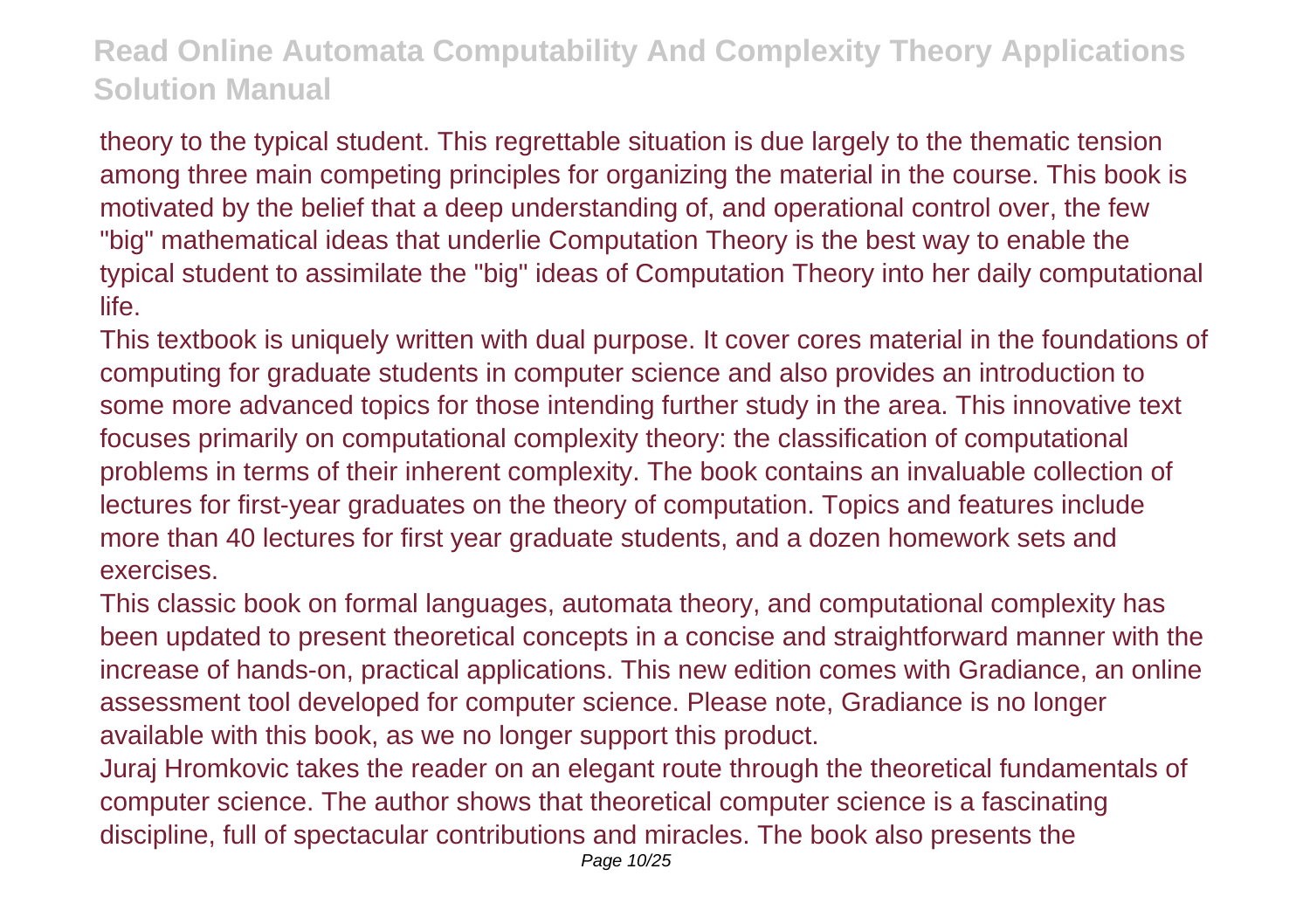theory to the typical student. This regrettable situation is due largely to the thematic tension among three main competing principles for organizing the material in the course. This book is motivated by the belief that a deep understanding of, and operational control over, the few "big" mathematical ideas that underlie Computation Theory is the best way to enable the typical student to assimilate the "big" ideas of Computation Theory into her daily computational life.

This textbook is uniquely written with dual purpose. It cover cores material in the foundations of computing for graduate students in computer science and also provides an introduction to some more advanced topics for those intending further study in the area. This innovative text focuses primarily on computational complexity theory: the classification of computational problems in terms of their inherent complexity. The book contains an invaluable collection of lectures for first-year graduates on the theory of computation. Topics and features include more than 40 lectures for first year graduate students, and a dozen homework sets and exercises.

This classic book on formal languages, automata theory, and computational complexity has been updated to present theoretical concepts in a concise and straightforward manner with the increase of hands-on, practical applications. This new edition comes with Gradiance, an online assessment tool developed for computer science. Please note, Gradiance is no longer available with this book, as we no longer support this product.

Juraj Hromkovic takes the reader on an elegant route through the theoretical fundamentals of computer science. The author shows that theoretical computer science is a fascinating discipline, full of spectacular contributions and miracles. The book also presents the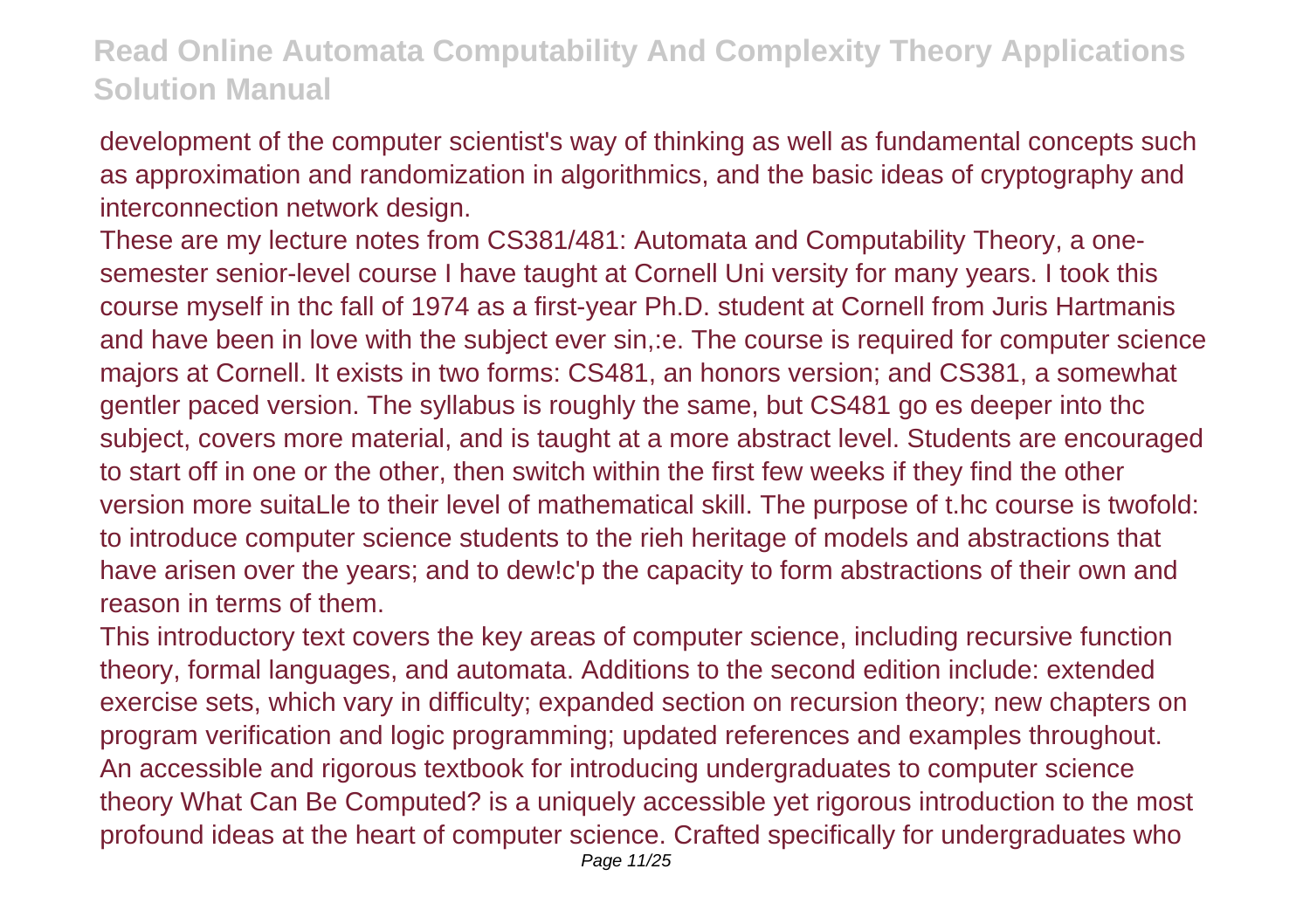development of the computer scientist's way of thinking as well as fundamental concepts such as approximation and randomization in algorithmics, and the basic ideas of cryptography and interconnection network design.

These are my lecture notes from CS381/481: Automata and Computability Theory, a one-semester senior-level course I have taught at Cornell Uni versity for many years. I took this course myself in thc fall of 1974 as a first-year Ph.D. student at Cornell from Juris Hartmanis and have been in love with the subject ever sin,:e. The course is required for computer science majors at Cornell. It exists in two forms: CS481, an honors version; and CS381, a somewhat gentler paced version. The syllabus is roughly the same, but CS481 go es deeper into thc subject, covers more material, and is taught at a more abstract level. Students are encouraged to start off in one or the other, then switch within the first few weeks if they find the other version more suitaLle to their level of mathematical skill. The purpose of t.hc course is twofold: to introduce computer science students to the rieh heritage of models and abstractions that have arisen over the years; and to dew!c'p the capacity to form abstractions of their own and reason in terms of them.

This introductory text covers the key areas of computer science, including recursive function theory, formal languages, and automata. Additions to the second edition include: extended exercise sets, which vary in difficulty; expanded section on recursion theory; new chapters on program verification and logic programming; updated references and examples throughout.

An accessible and rigorous textbook for introducing undergraduates to computer science theory What Can Be Computed? is a uniquely accessible yet rigorous introduction to the most profound ideas at the heart of computer science. Crafted specifically for undergraduates who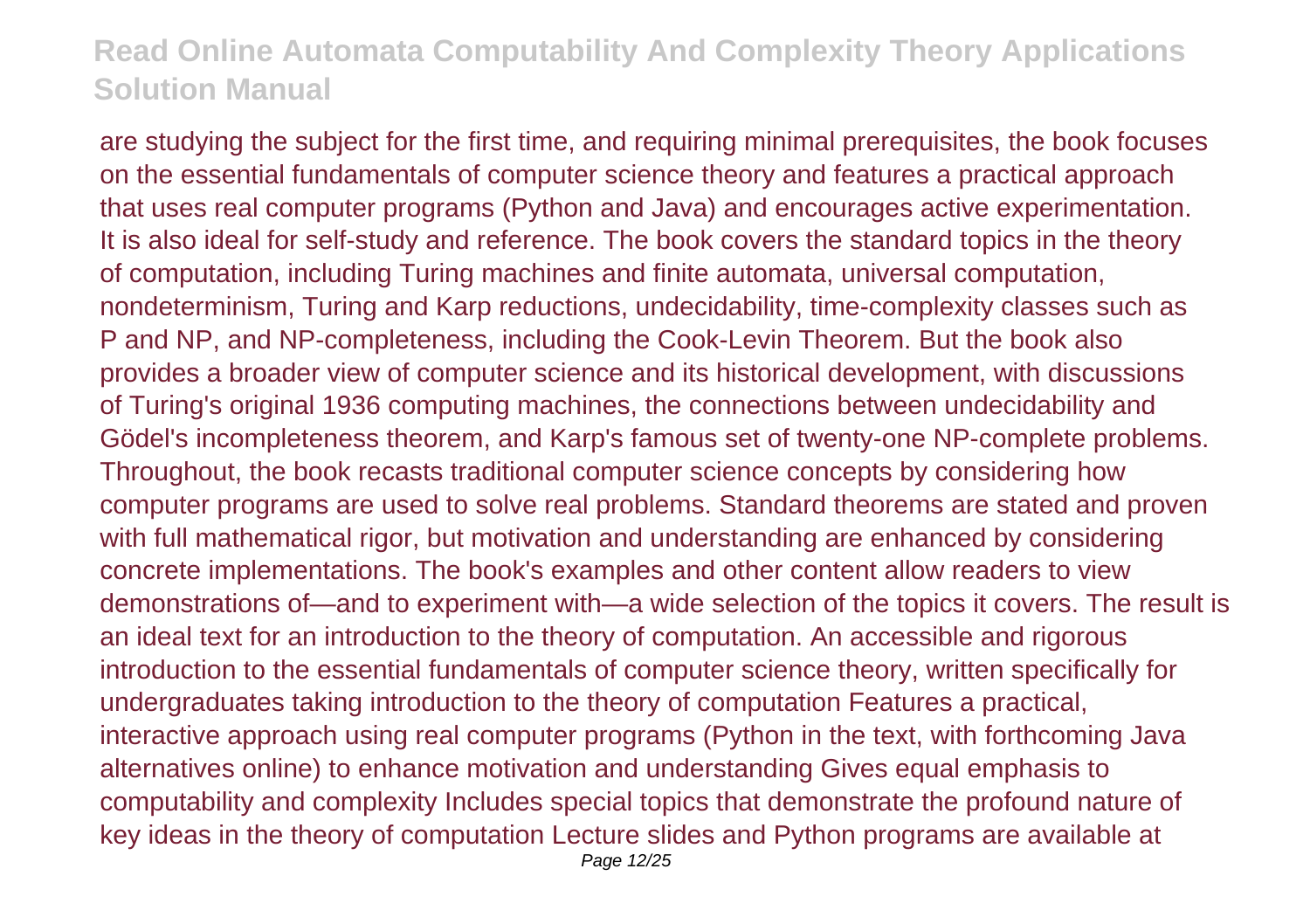are studying the subject for the first time, and requiring minimal prerequisites, the book focuses on the essential fundamentals of computer science theory and features a practical approach that uses real computer programs (Python and Java) and encourages active experimentation. It is also ideal for self-study and reference. The book covers the standard topics in the theory of computation, including Turing machines and finite automata, universal computation, nondeterminism, Turing and Karp reductions, undecidability, time-complexity classes such as P and NP, and NP-completeness, including the Cook-Levin Theorem. But the book also provides a broader view of computer science and its historical development, with discussions of Turing's original 1936 computing machines, the connections between undecidability and Gödel's incompleteness theorem, and Karp's famous set of twenty-one NP-complete problems. Throughout, the book recasts traditional computer science concepts by considering how computer programs are used to solve real problems. Standard theorems are stated and proven with full mathematical rigor, but motivation and understanding are enhanced by considering concrete implementations. The book's examples and other content allow readers to view demonstrations of—and to experiment with—a wide selection of the topics it covers. The result is an ideal text for an introduction to the theory of computation. An accessible and rigorous introduction to the essential fundamentals of computer science theory, written specifically for undergraduates taking introduction to the theory of computation Features a practical, interactive approach using real computer programs (Python in the text, with forthcoming Java alternatives online) to enhance motivation and understanding Gives equal emphasis to computability and complexity Includes special topics that demonstrate the profound nature of key ideas in the theory of computation Lecture slides and Python programs are available at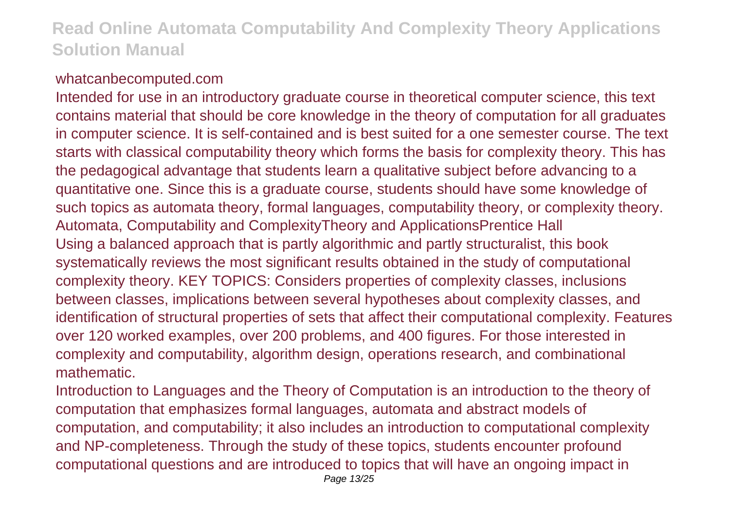whatcanbecomputed.com

Intended for use in an introductory graduate course in theoretical computer science, this text contains material that should be core knowledge in the theory of computation for all graduates in computer science. It is self-contained and is best suited for a one semester course. The text starts with classical computability theory which forms the basis for complexity theory. This has the pedagogical advantage that students learn a qualitative subject before advancing to a quantitative one. Since this is a graduate course, students should have some knowledge of such topics as automata theory, formal languages, computability theory, or complexity theory.

Automata, Computability and ComplexityTheory and ApplicationsPrentice Hall

Using a balanced approach that is partly algorithmic and partly structuralist, this book systematically reviews the most significant results obtained in the study of computational complexity theory. KEY TOPICS: Considers properties of complexity classes, inclusions between classes, implications between several hypotheses about complexity classes, and identification of structural properties of sets that affect their computational complexity. Features over 120 worked examples, over 200 problems, and 400 figures. For those interested in complexity and computability, algorithm design, operations research, and combinational mathematic.

Introduction to Languages and the Theory of Computation is an introduction to the theory of computation that emphasizes formal languages, automata and abstract models of computation, and computability; it also includes an introduction to computational complexity and NP-completeness. Through the study of these topics, students encounter profound computational questions and are introduced to topics that will have an ongoing impact in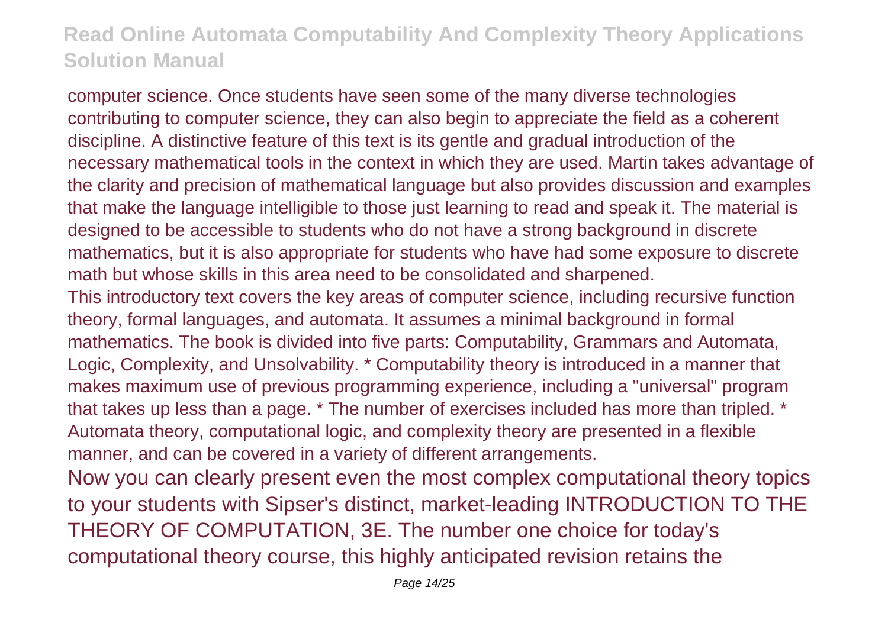computer science. Once students have seen some of the many diverse technologies contributing to computer science, they can also begin to appreciate the field as a coherent discipline. A distinctive feature of this text is its gentle and gradual introduction of the necessary mathematical tools in the context in which they are used. Martin takes advantage of the clarity and precision of mathematical language but also provides discussion and examples that make the language intelligible to those just learning to read and speak it. The material is designed to be accessible to students who do not have a strong background in discrete mathematics, but it is also appropriate for students who have had some exposure to discrete math but whose skills in this area need to be consolidated and sharpened.

This introductory text covers the key areas of computer science, including recursive function theory, formal languages, and automata. It assumes a minimal background in formal mathematics. The book is divided into five parts: Computability, Grammars and Automata, Logic, Complexity, and Unsolvability. * Computability theory is introduced in a manner that makes maximum use of previous programming experience, including a "universal" program that takes up less than a page. * The number of exercises included has more than tripled. * Automata theory, computational logic, and complexity theory are presented in a flexible manner, and can be covered in a variety of different arrangements.

Now you can clearly present even the most complex computational theory topics to your students with Sipser's distinct, market-leading INTRODUCTION TO THE THEORY OF COMPUTATION, 3E. The number one choice for today's computational theory course, this highly anticipated revision retains the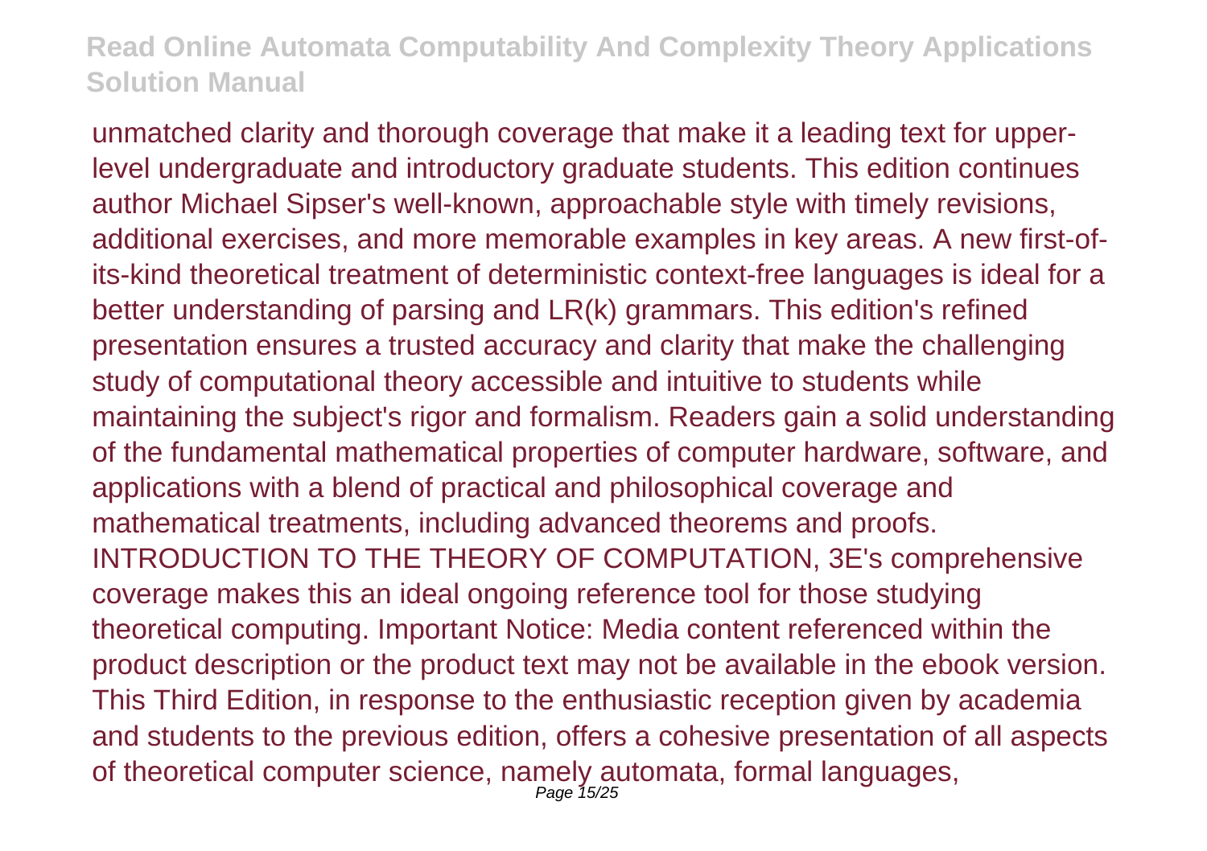unmatched clarity and thorough coverage that make it a leading text for upper-level undergraduate and introductory graduate students. This edition continues author Michael Sipser's well-known, approachable style with timely revisions, additional exercises, and more memorable examples in key areas. A new first-of-its-kind theoretical treatment of deterministic context-free languages is ideal for a better understanding of parsing and LR(k) grammars. This edition's refined presentation ensures a trusted accuracy and clarity that make the challenging study of computational theory accessible and intuitive to students while maintaining the subject's rigor and formalism. Readers gain a solid understanding of the fundamental mathematical properties of computer hardware, software, and applications with a blend of practical and philosophical coverage and mathematical treatments, including advanced theorems and proofs. INTRODUCTION TO THE THEORY OF COMPUTATION, 3E's comprehensive coverage makes this an ideal ongoing reference tool for those studying theoretical computing. Important Notice: Media content referenced within the product description or the product text may not be available in the ebook version. This Third Edition, in response to the enthusiastic reception given by academia and students to the previous edition, offers a cohesive presentation of all aspects of theoretical computer science, namely automata, formal languages,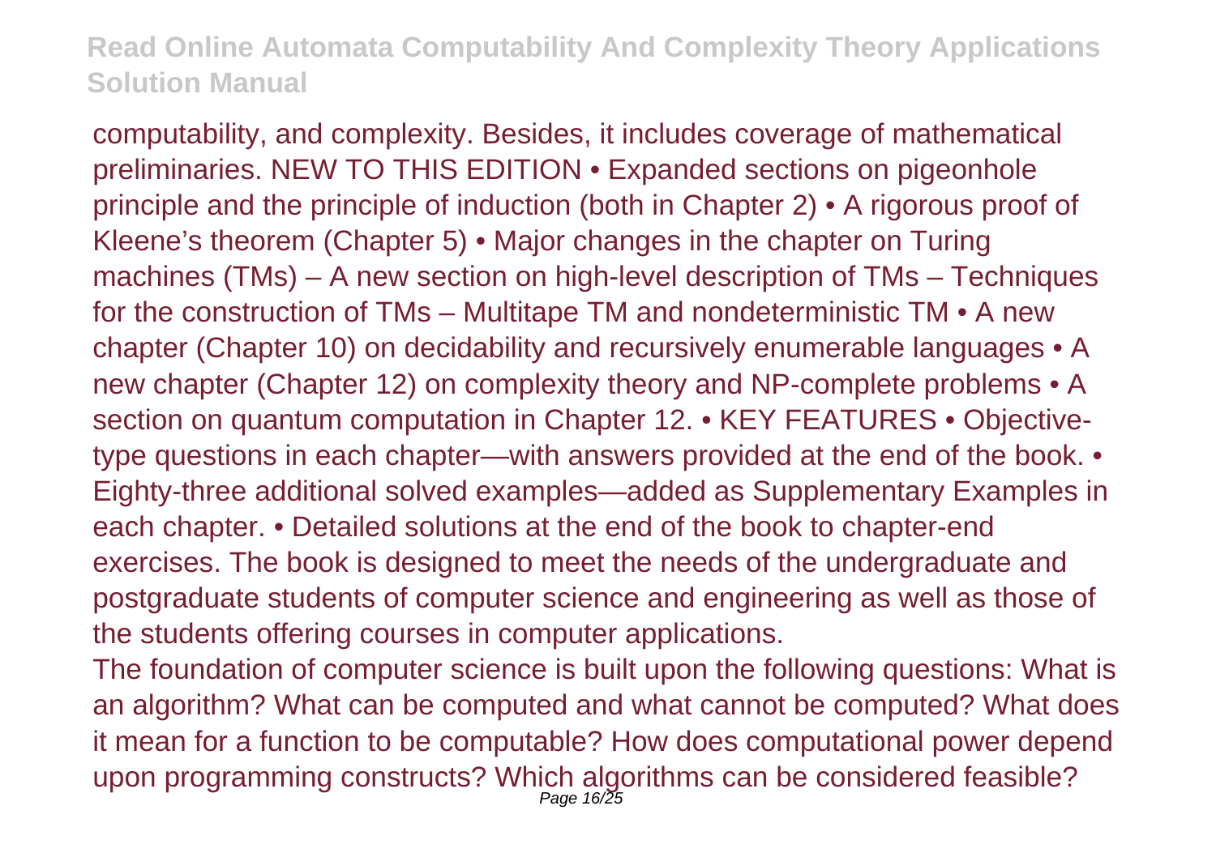computability, and complexity. Besides, it includes coverage of mathematical preliminaries. NEW TO THIS EDITION • Expanded sections on pigeonhole principle and the principle of induction (both in Chapter 2) • A rigorous proof of Kleene's theorem (Chapter 5) • Major changes in the chapter on Turing machines (TMs) – A new section on high-level description of TMs – Techniques for the construction of TMs – Multitape TM and nondeterministic TM • A new chapter (Chapter 10) on decidability and recursively enumerable languages • A new chapter (Chapter 12) on complexity theory and NP-complete problems • A section on quantum computation in Chapter 12. • KEY FEATURES • Objective-type questions in each chapter—with answers provided at the end of the book. • Eighty-three additional solved examples—added as Supplementary Examples in each chapter. • Detailed solutions at the end of the book to chapter-end exercises. The book is designed to meet the needs of the undergraduate and postgraduate students of computer science and engineering as well as those of the students offering courses in computer applications.

The foundation of computer science is built upon the following questions: What is an algorithm? What can be computed and what cannot be computed? What does it mean for a function to be computable? How does computational power depend upon programming constructs? Which algorithms can be considered feasible?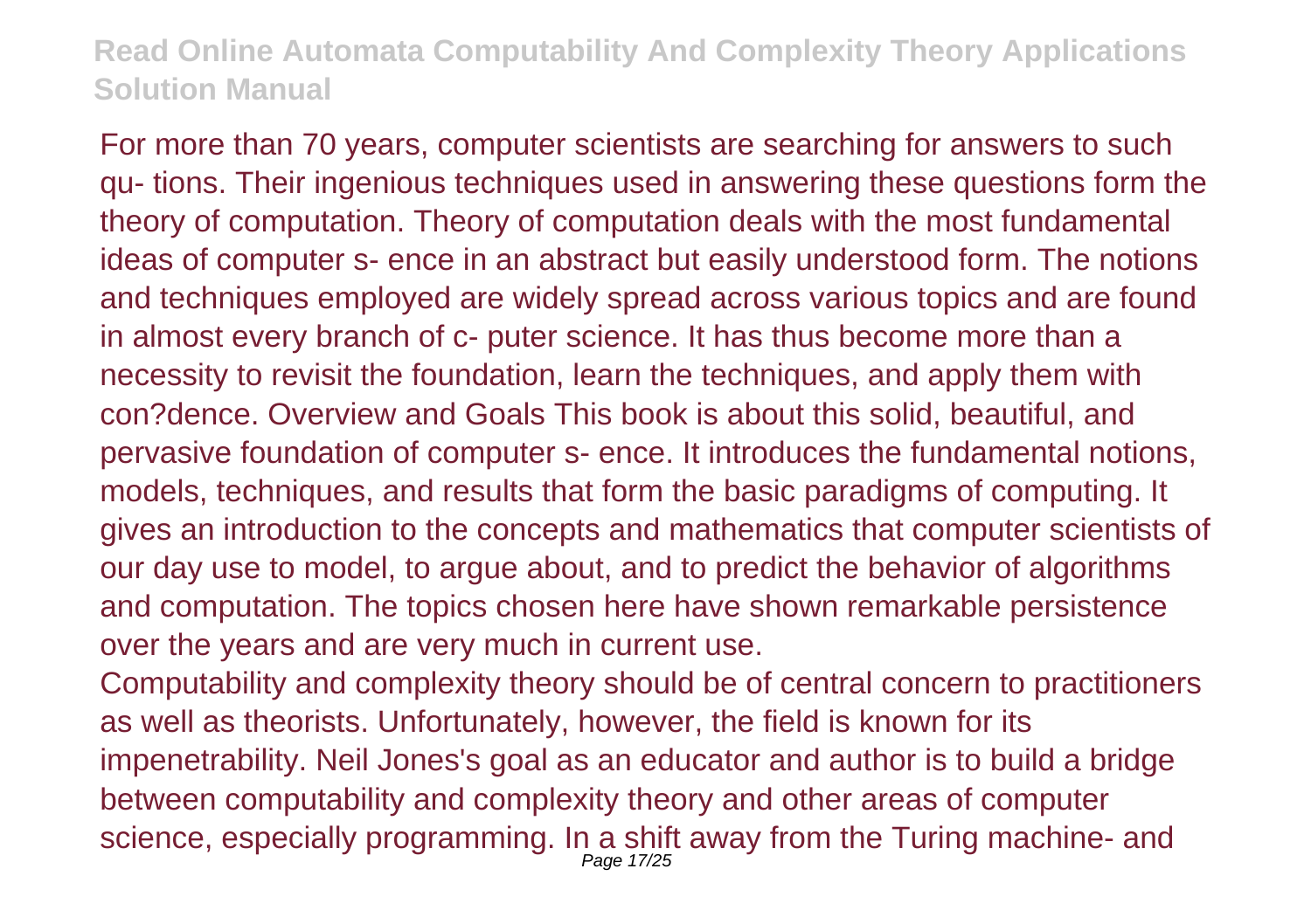For more than 70 years, computer scientists are searching for answers to such qu- tions. Their ingenious techniques used in answering these questions form the theory of computation. Theory of computation deals with the most fundamental ideas of computer s- ence in an abstract but easily understood form. The notions and techniques employed are widely spread across various topics and are found in almost every branch of c- puter science. It has thus become more than a necessity to revisit the foundation, learn the techniques, and apply them with con?dence. Overview and Goals This book is about this solid, beautiful, and pervasive foundation of computer s- ence. It introduces the fundamental notions, models, techniques, and results that form the basic paradigms of computing. It gives an introduction to the concepts and mathematics that computer scientists of our day use to model, to argue about, and to predict the behavior of algorithms and computation. The topics chosen here have shown remarkable persistence over the years and are very much in current use.

Computability and complexity theory should be of central concern to practitioners as well as theorists. Unfortunately, however, the field is known for its impenetrability. Neil Jones's goal as an educator and author is to build a bridge between computability and complexity theory and other areas of computer science, especially programming. In a shift away from the Turing machine- and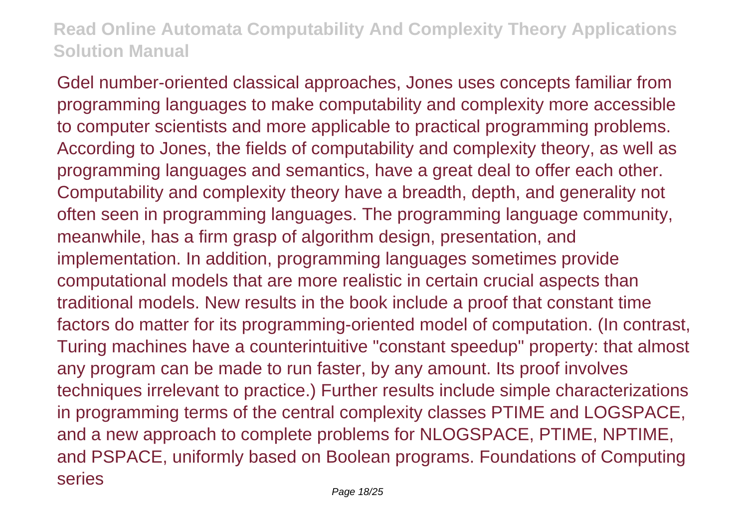Gdel number-oriented classical approaches, Jones uses concepts familiar from programming languages to make computability and complexity more accessible to computer scientists and more applicable to practical programming problems. According to Jones, the fields of computability and complexity theory, as well as programming languages and semantics, have a great deal to offer each other. Computability and complexity theory have a breadth, depth, and generality not often seen in programming languages. The programming language community, meanwhile, has a firm grasp of algorithm design, presentation, and implementation. In addition, programming languages sometimes provide computational models that are more realistic in certain crucial aspects than traditional models. New results in the book include a proof that constant time factors do matter for its programming-oriented model of computation. (In contrast, Turing machines have a counterintuitive "constant speedup" property: that almost any program can be made to run faster, by any amount. Its proof involves techniques irrelevant to practice.) Further results include simple characterizations in programming terms of the central complexity classes PTIME and LOGSPACE, and a new approach to complete problems for NLOGSPACE, PTIME, NPTIME, and PSPACE, uniformly based on Boolean programs. Foundations of Computing series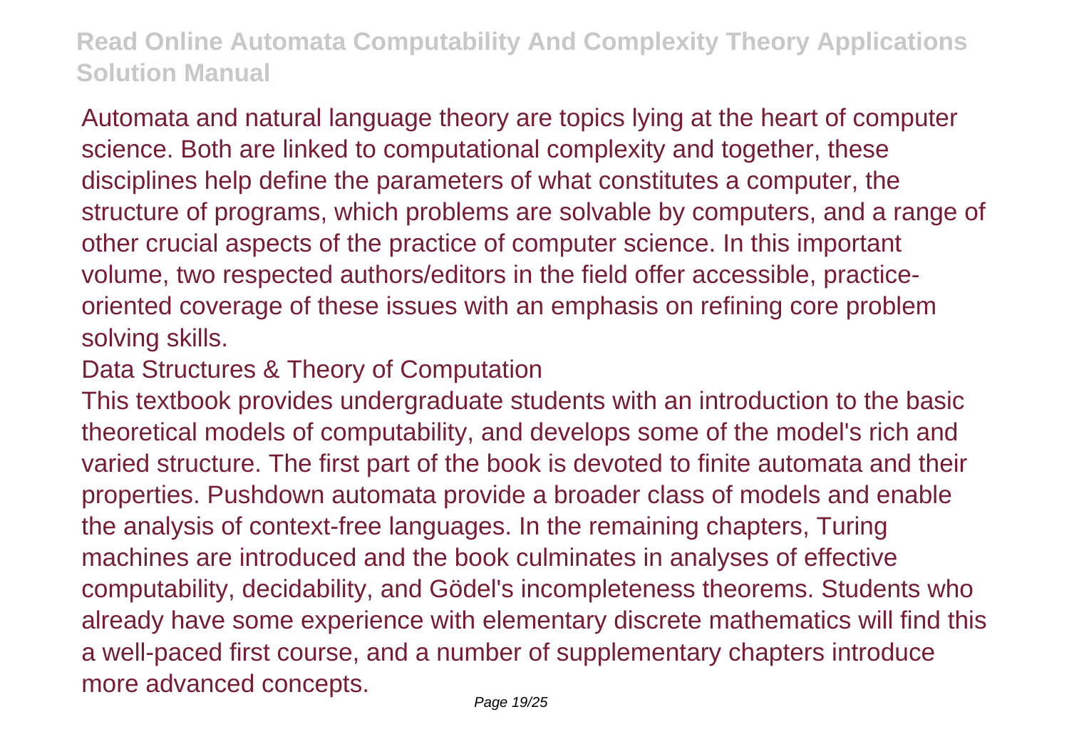Automata and natural language theory are topics lying at the heart of computer science. Both are linked to computational complexity and together, these disciplines help define the parameters of what constitutes a computer, the structure of programs, which problems are solvable by computers, and a range of other crucial aspects of the practice of computer science. In this important volume, two respected authors/editors in the field offer accessible, practice-oriented coverage of these issues with an emphasis on refining core problem solving skills.

Data Structures & Theory of Computation

This textbook provides undergraduate students with an introduction to the basic theoretical models of computability, and develops some of the model's rich and varied structure. The first part of the book is devoted to finite automata and their properties. Pushdown automata provide a broader class of models and enable the analysis of context-free languages. In the remaining chapters, Turing machines are introduced and the book culminates in analyses of effective computability, decidability, and Gödel's incompleteness theorems. Students who already have some experience with elementary discrete mathematics will find this a well-paced first course, and a number of supplementary chapters introduce more advanced concepts.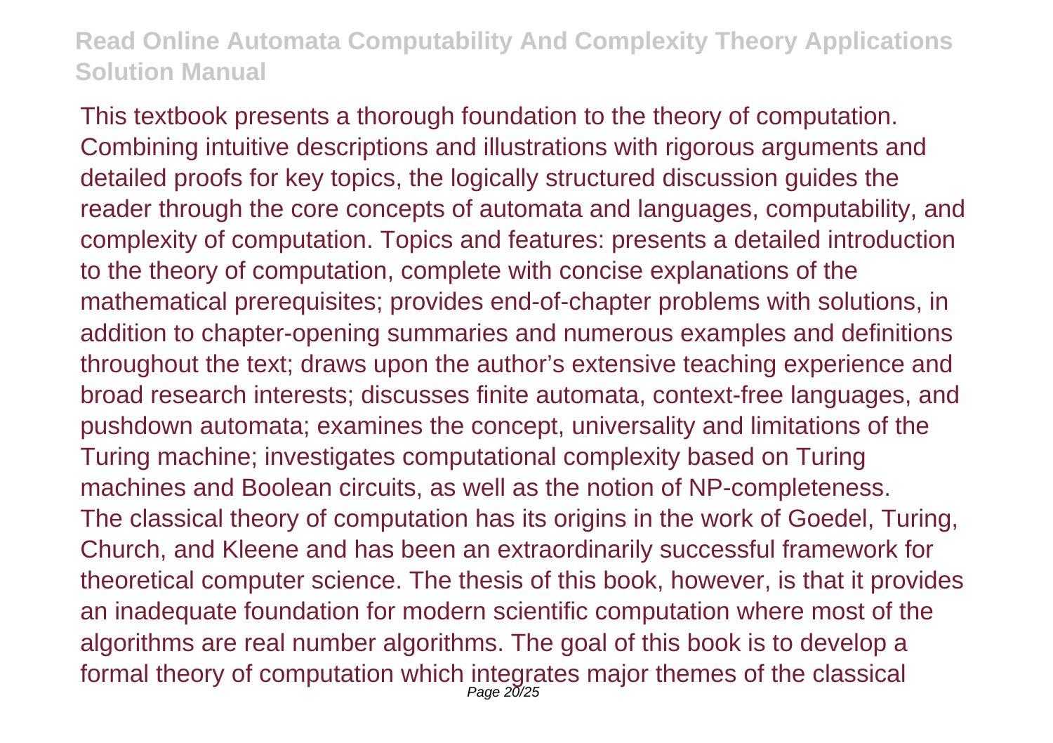This textbook presents a thorough foundation to the theory of computation. Combining intuitive descriptions and illustrations with rigorous arguments and detailed proofs for key topics, the logically structured discussion guides the reader through the core concepts of automata and languages, computability, and complexity of computation. Topics and features: presents a detailed introduction to the theory of computation, complete with concise explanations of the mathematical prerequisites; provides end-of-chapter problems with solutions, in addition to chapter-opening summaries and numerous examples and definitions throughout the text; draws upon the author's extensive teaching experience and broad research interests; discusses finite automata, context-free languages, and pushdown automata; examines the concept, universality and limitations of the Turing machine; investigates computational complexity based on Turing machines and Boolean circuits, as well as the notion of NP-completeness.
The classical theory of computation has its origins in the work of Goedel, Turing, Church, and Kleene and has been an extraordinarily successful framework for theoretical computer science. The thesis of this book, however, is that it provides an inadequate foundation for modern scientific computation where most of the algorithms are real number algorithms. The goal of this book is to develop a formal theory of computation which integrates major themes of the classical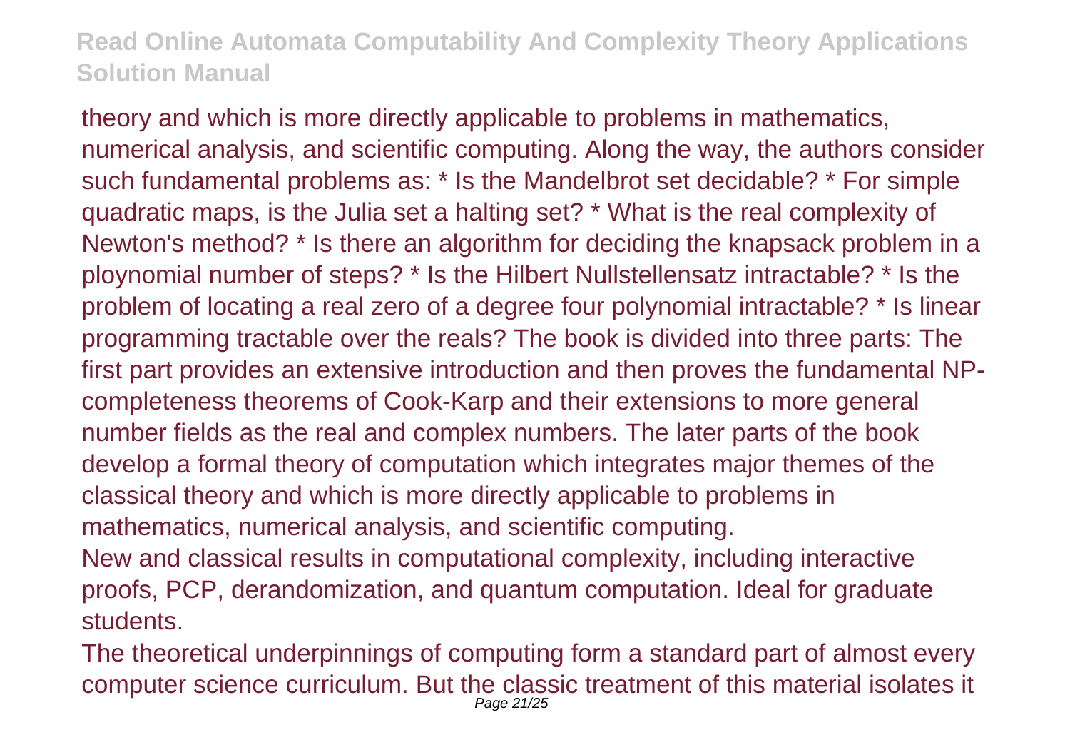theory and which is more directly applicable to problems in mathematics, numerical analysis, and scientific computing. Along the way, the authors consider such fundamental problems as: * Is the Mandelbrot set decidable? * For simple quadratic maps, is the Julia set a halting set? * What is the real complexity of Newton's method? * Is there an algorithm for deciding the knapsack problem in a ploynomial number of steps? * Is the Hilbert Nullstellensatz intractable? * Is the problem of locating a real zero of a degree four polynomial intractable? * Is linear programming tractable over the reals? The book is divided into three parts: The first part provides an extensive introduction and then proves the fundamental NP-completeness theorems of Cook-Karp and their extensions to more general number fields as the real and complex numbers. The later parts of the book develop a formal theory of computation which integrates major themes of the classical theory and which is more directly applicable to problems in mathematics, numerical analysis, and scientific computing.

New and classical results in computational complexity, including interactive proofs, PCP, derandomization, and quantum computation. Ideal for graduate students.

The theoretical underpinnings of computing form a standard part of almost every computer science curriculum. But the classic treatment of this material isolates it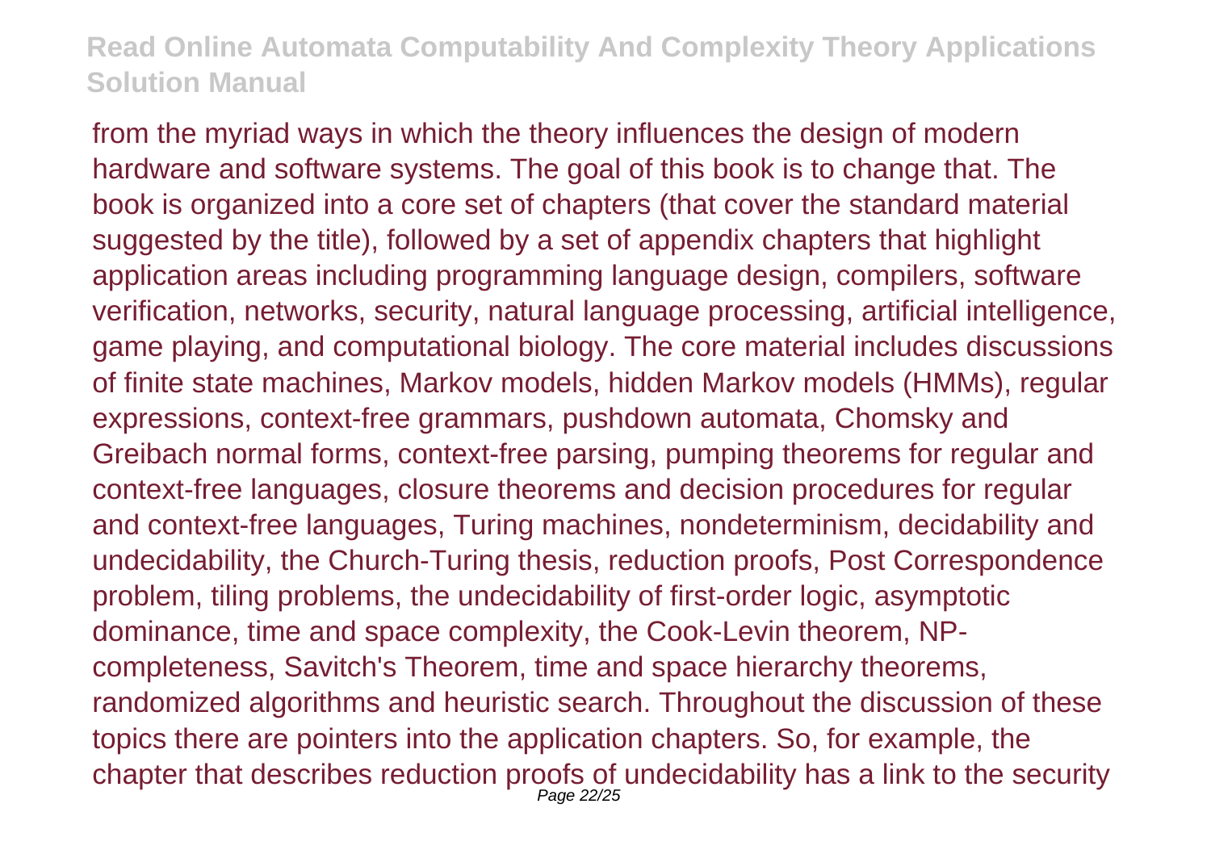from the myriad ways in which the theory influences the design of modern hardware and software systems. The goal of this book is to change that. The book is organized into a core set of chapters (that cover the standard material suggested by the title), followed by a set of appendix chapters that highlight application areas including programming language design, compilers, software verification, networks, security, natural language processing, artificial intelligence, game playing, and computational biology. The core material includes discussions of finite state machines, Markov models, hidden Markov models (HMMs), regular expressions, context-free grammars, pushdown automata, Chomsky and Greibach normal forms, context-free parsing, pumping theorems for regular and context-free languages, closure theorems and decision procedures for regular and context-free languages, Turing machines, nondeterminism, decidability and undecidability, the Church-Turing thesis, reduction proofs, Post Correspondence problem, tiling problems, the undecidability of first-order logic, asymptotic dominance, time and space complexity, the Cook-Levin theorem, NP-completeness, Savitch's Theorem, time and space hierarchy theorems, randomized algorithms and heuristic search. Throughout the discussion of these topics there are pointers into the application chapters. So, for example, the chapter that describes reduction proofs of undecidability has a link to the security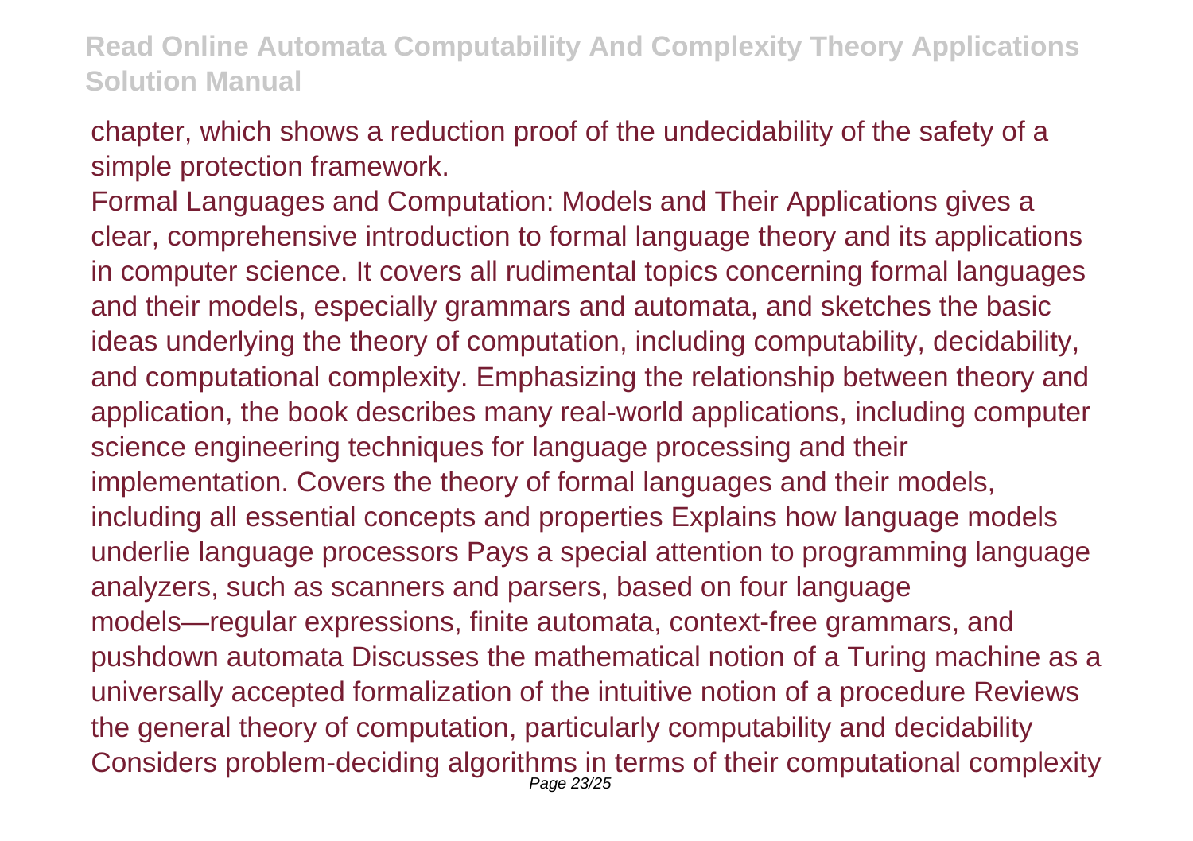chapter, which shows a reduction proof of the undecidability of the safety of a simple protection framework.

Formal Languages and Computation: Models and Their Applications gives a clear, comprehensive introduction to formal language theory and its applications in computer science. It covers all rudimental topics concerning formal languages and their models, especially grammars and automata, and sketches the basic ideas underlying the theory of computation, including computability, decidability, and computational complexity. Emphasizing the relationship between theory and application, the book describes many real-world applications, including computer science engineering techniques for language processing and their implementation. Covers the theory of formal languages and their models, including all essential concepts and properties Explains how language models underlie language processors Pays a special attention to programming language analyzers, such as scanners and parsers, based on four language models—regular expressions, finite automata, context-free grammars, and pushdown automata Discusses the mathematical notion of a Turing machine as a universally accepted formalization of the intuitive notion of a procedure Reviews the general theory of computation, particularly computability and decidability Considers problem-deciding algorithms in terms of their computational complexity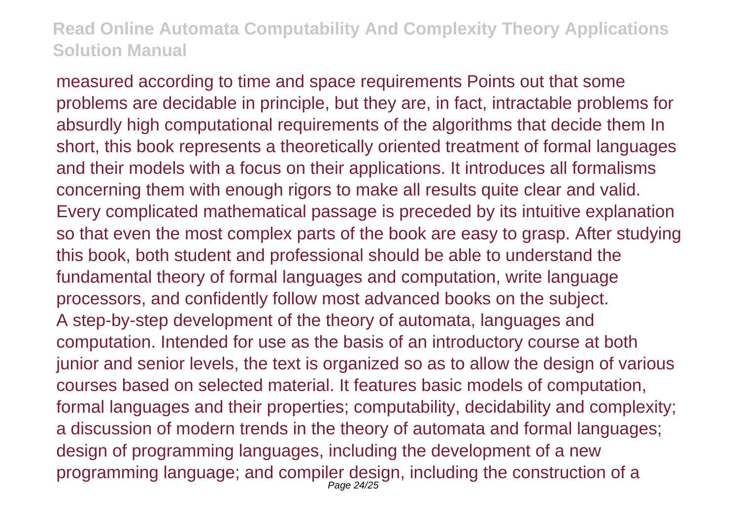measured according to time and space requirements Points out that some problems are decidable in principle, but they are, in fact, intractable problems for absurdly high computational requirements of the algorithms that decide them In short, this book represents a theoretically oriented treatment of formal languages and their models with a focus on their applications. It introduces all formalisms concerning them with enough rigors to make all results quite clear and valid. Every complicated mathematical passage is preceded by its intuitive explanation so that even the most complex parts of the book are easy to grasp. After studying this book, both student and professional should be able to understand the fundamental theory of formal languages and computation, write language processors, and confidently follow most advanced books on the subject.

A step-by-step development of the theory of automata, languages and computation. Intended for use as the basis of an introductory course at both junior and senior levels, the text is organized so as to allow the design of various courses based on selected material. It features basic models of computation, formal languages and their properties; computability, decidability and complexity; a discussion of modern trends in the theory of automata and formal languages; design of programming languages, including the development of a new programming language; and compiler design, including the construction of a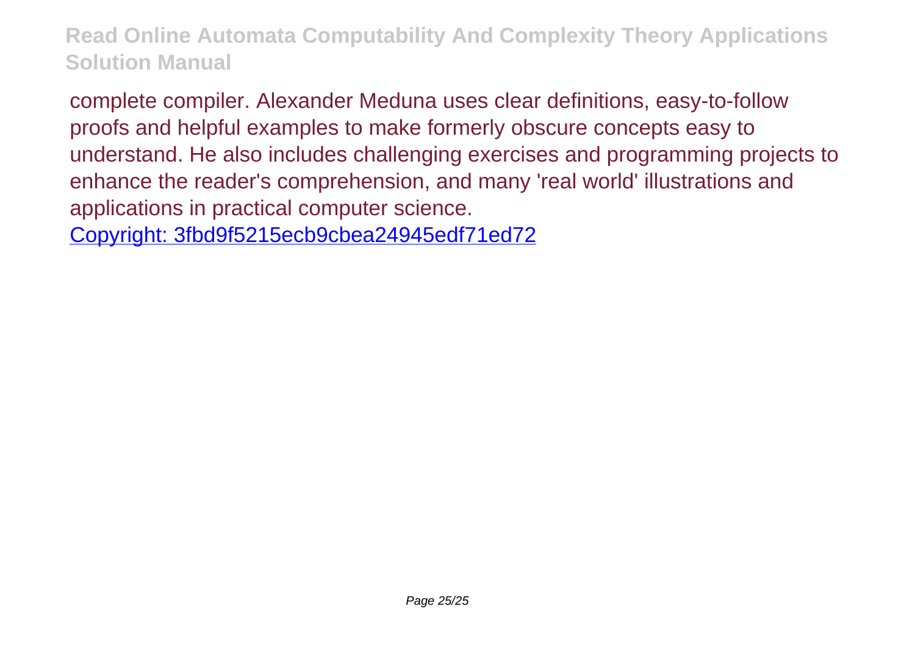complete compiler. Alexander Meduna uses clear definitions, easy-to-follow proofs and helpful examples to make formerly obscure concepts easy to understand. He also includes challenging exercises and programming projects to enhance the reader's comprehension, and many 'real world' illustrations and applications in practical computer science.

Copyright: 3fbd9f5215ecb9cbea24945edf71ed72